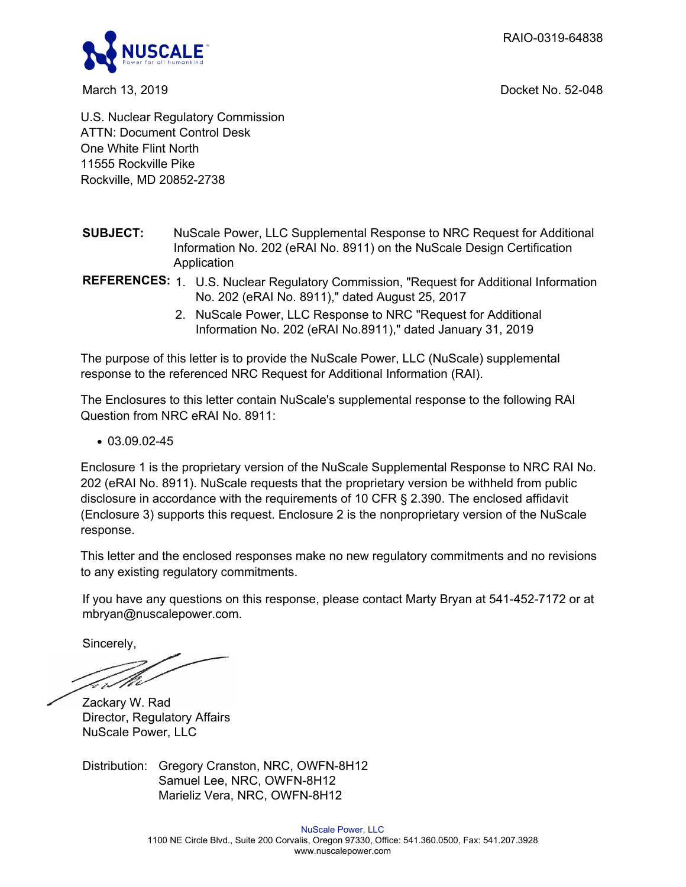RAIO-0319-64838

March 13, 2019

Docket No. 52-048

U.S. Nuclear Regulatory Commission
ATTN: Document Control Desk
One White Flint North
11555 Rockville Pike
Rockville, MD 20852-2738

**SUBJECT:** NuScale Power, LLC Supplemental Response to NRC Request for Additional Information No. 202 (eRAI No. 8911) on the NuScale Design Certification Application

**REFERENCES:**
1. U.S. Nuclear Regulatory Commission, "Request for Additional Information No. 202 (eRAI No. 8911)," dated August 25, 2017
2. NuScale Power, LLC Response to NRC "Request for Additional Information No. 202 (eRAI No.8911)," dated January 31, 2019

The purpose of this letter is to provide the NuScale Power, LLC (NuScale) supplemental response to the referenced NRC Request for Additional Information (RAI).

The Enclosures to this letter contain NuScale's supplemental response to the following RAI Question from NRC eRAI No. 8911:

- 03.09.02-45

Enclosure 1 is the proprietary version of the NuScale Supplemental Response to NRC RAI No. 202 (eRAI No. 8911). NuScale requests that the proprietary version be withheld from public disclosure in accordance with the requirements of 10 CFR § 2.390. The enclosed affidavit (Enclosure 3) supports this request. Enclosure 2 is the nonproprietary version of the NuScale response.

This letter and the enclosed responses make no new regulatory commitments and no revisions to any existing regulatory commitments.

If you have any questions on this response, please contact Marty Bryan at 541-452-7172 or at mbryan@nuscalepower.com.

Sincerely,

Zackary W. Rad
Director, Regulatory Affairs
NuScale Power, LLC

Distribution: Gregory Cranston, NRC, OWFN-8H12
Samuel Lee, NRC, OWFN-8H12
Marieliz Vera, NRC, OWFN-8H12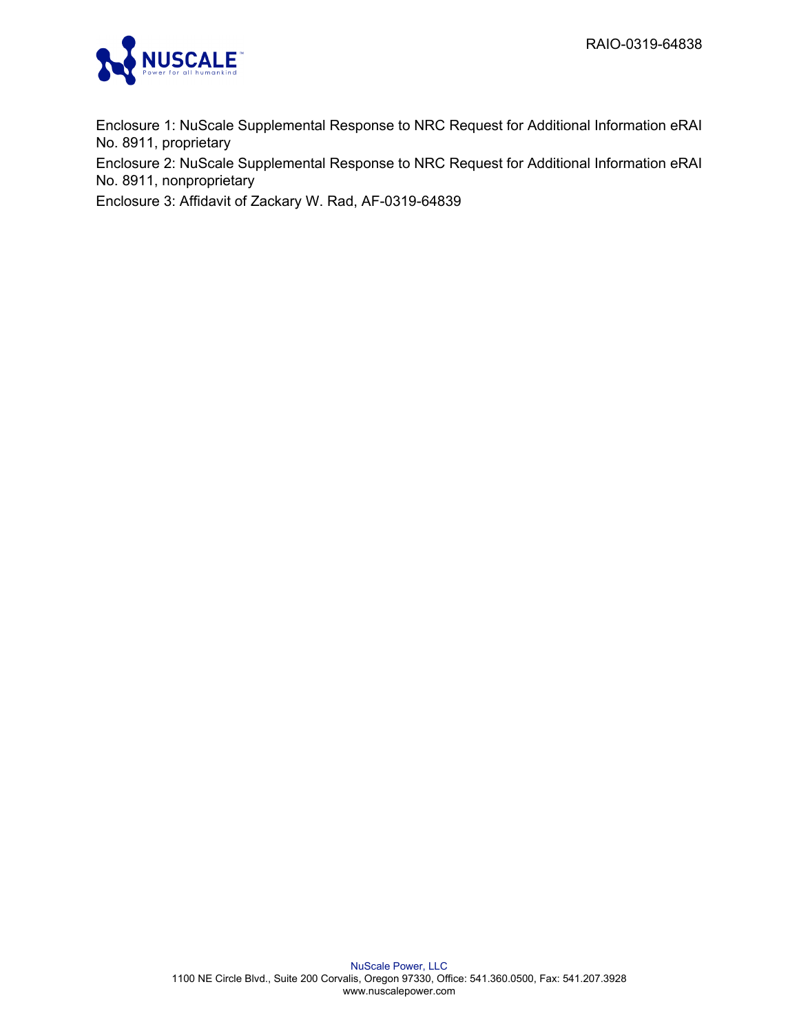Enclosure 1: NuScale Supplemental Response to NRC Request for Additional Information eRAI No. 8911, proprietary

Enclosure 2: NuScale Supplemental Response to NRC Request for Additional Information eRAI No. 8911, nonproprietary

Enclosure 3: Affidavit of Zackary W. Rad, AF-0319-64839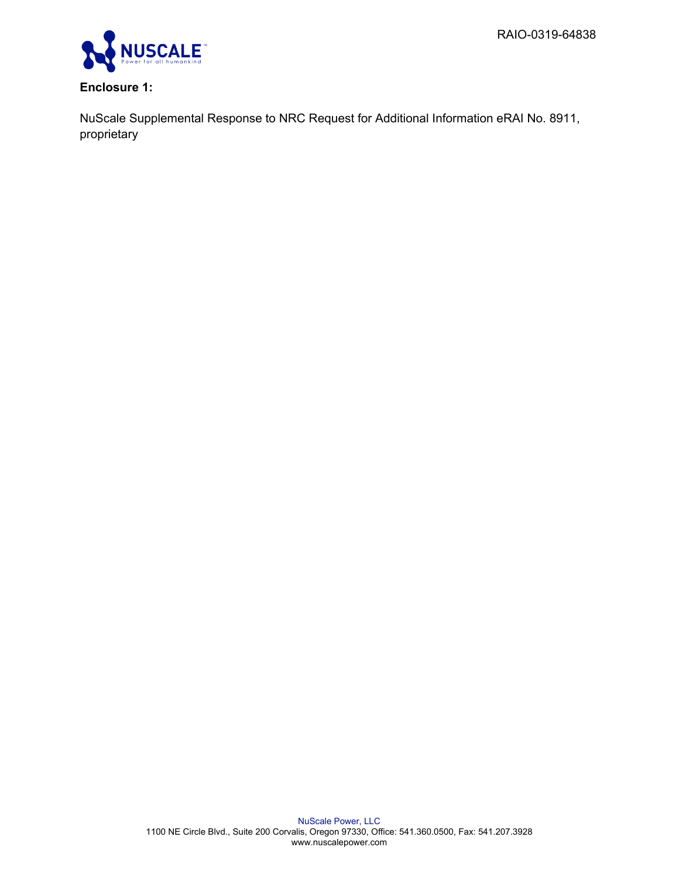**Enclosure 1:**

NuScale Supplemental Response to NRC Request for Additional Information eRAI No. 8911, proprietary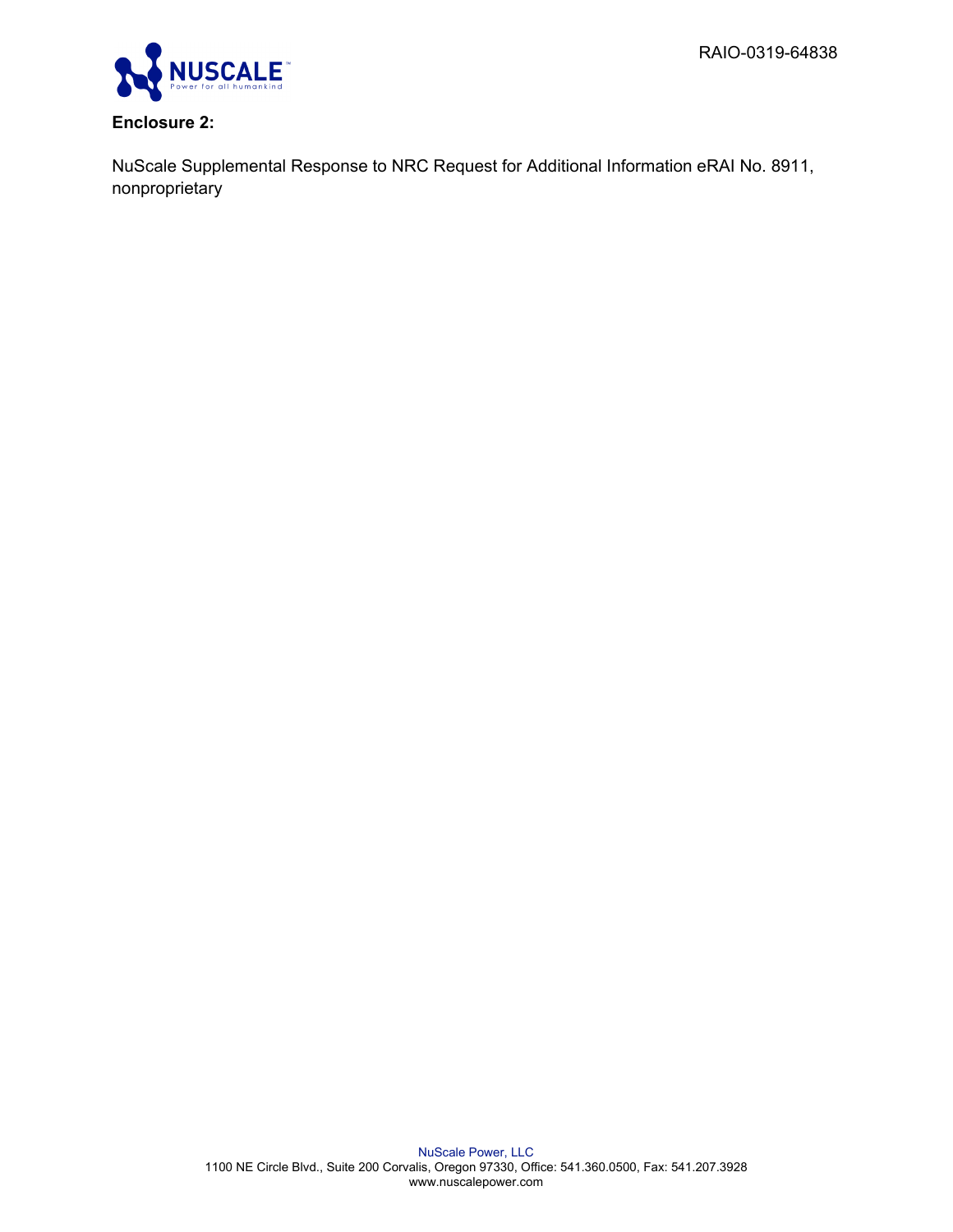RAIO-0319-64838

**Enclosure 2:**

NuScale Supplemental Response to NRC Request for Additional Information eRAI No. 8911, nonproprietary

NuScale Power, LLC
1100 NE Circle Blvd., Suite 200 Corvalis, Oregon 97330, Office: 541.360.0500, Fax: 541.207.3928
www.nuscalepower.com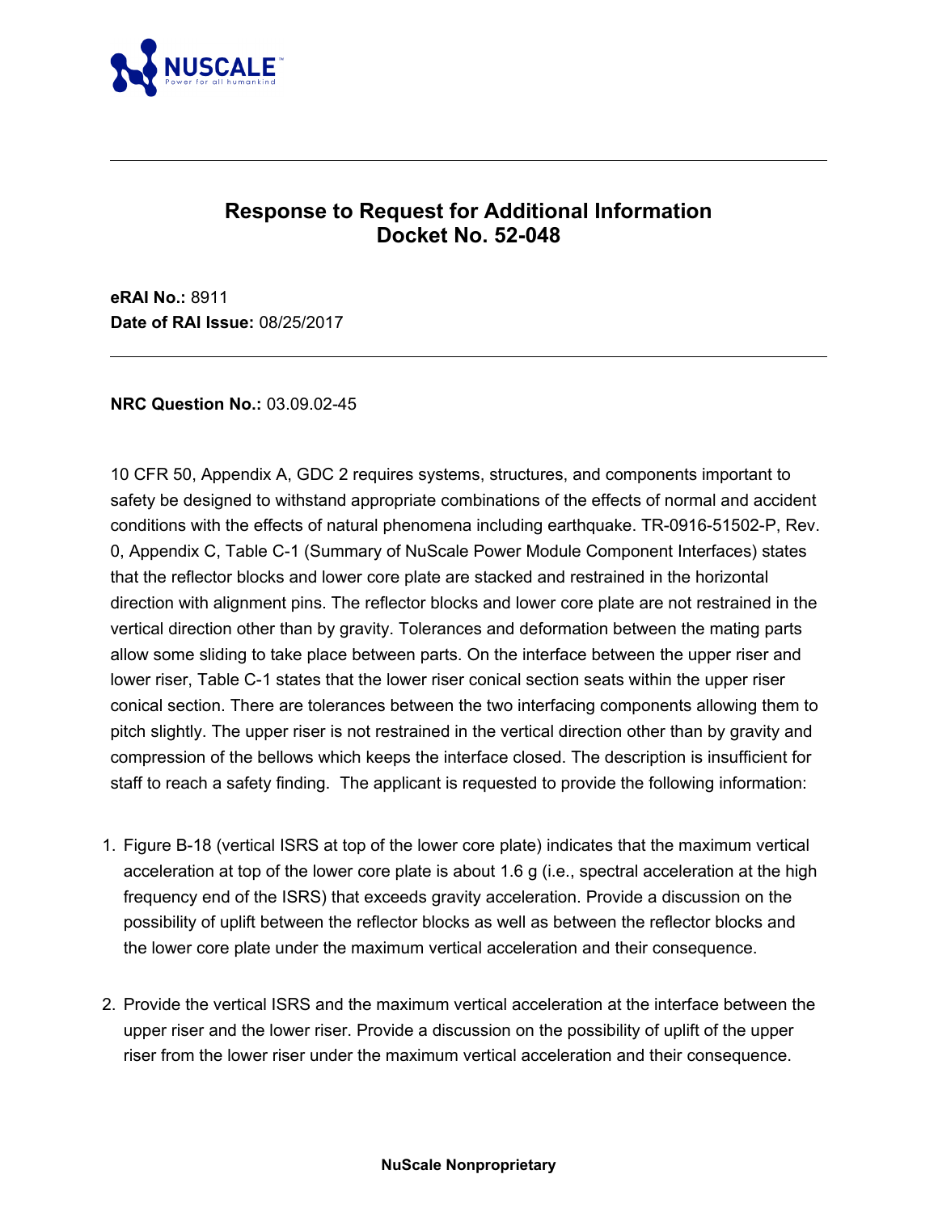# Response to Request for Additional Information
# Docket No. 52-048

**eRAI No.:** 8911
**Date of RAI Issue:** 08/25/2017

---

**NRC Question No.:** 03.09.02-45

10 CFR 50, Appendix A, GDC 2 requires systems, structures, and components important to safety be designed to withstand appropriate combinations of the effects of normal and accident conditions with the effects of natural phenomena including earthquake. TR-0916-51502-P, Rev. 0, Appendix C, Table C-1 (Summary of NuScale Power Module Component Interfaces) states that the reflector blocks and lower core plate are stacked and restrained in the horizontal direction with alignment pins. The reflector blocks and lower core plate are not restrained in the vertical direction other than by gravity. Tolerances and deformation between the mating parts allow some sliding to take place between parts. On the interface between the upper riser and lower riser, Table C-1 states that the lower riser conical section seats within the upper riser conical section. There are tolerances between the two interfacing components allowing them to pitch slightly. The upper riser is not restrained in the vertical direction other than by gravity and compression of the bellows which keeps the interface closed. The description is insufficient for staff to reach a safety finding. The applicant is requested to provide the following information:

1. Figure B-18 (vertical ISRS at top of the lower core plate) indicates that the maximum vertical acceleration at top of the lower core plate is about 1.6 g (i.e., spectral acceleration at the high frequency end of the ISRS) that exceeds gravity acceleration. Provide a discussion on the possibility of uplift between the reflector blocks as well as between the reflector blocks and the lower core plate under the maximum vertical acceleration and their consequence.

2. Provide the vertical ISRS and the maximum vertical acceleration at the interface between the upper riser and the lower riser. Provide a discussion on the possibility of uplift of the upper riser from the lower riser under the maximum vertical acceleration and their consequence.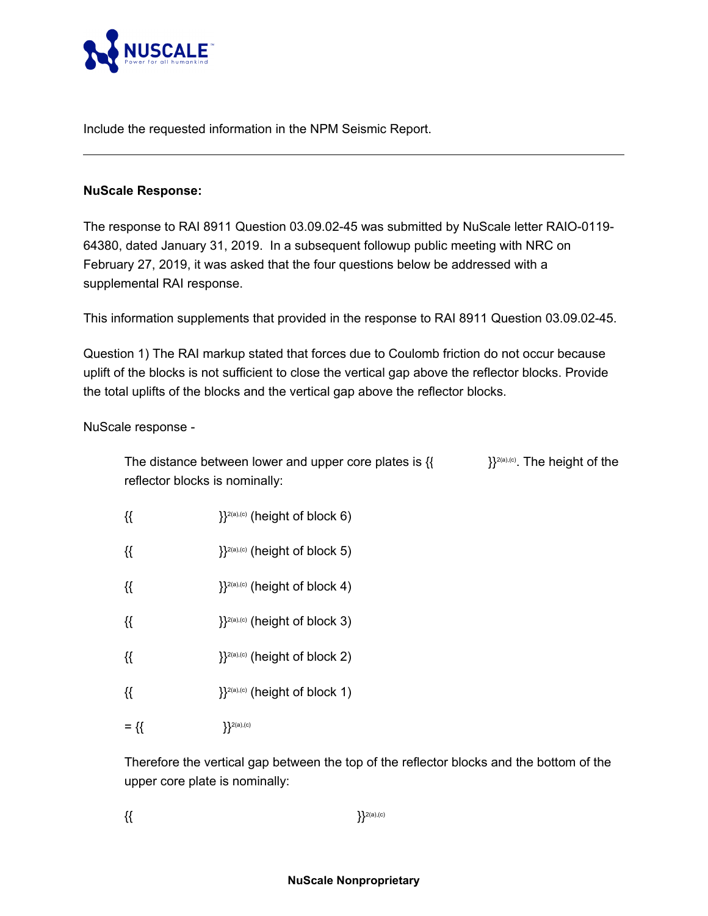Include the requested information in the NPM Seismic Report.

---

**NuScale Response:**

The response to RAI 8911 Question 03.09.02-45 was submitted by NuScale letter RAIO-0119-64380, dated January 31, 2019. In a subsequent followup public meeting with NRC on February 27, 2019, it was asked that the four questions below be addressed with a supplemental RAI response.

This information supplements that provided in the response to RAI 8911 Question 03.09.02-45.

Question 1) The RAI markup stated that forces due to Coulomb friction do not occur because uplift of the blocks is not sufficient to close the vertical gap above the reflector blocks. Provide the total uplifts of the blocks and the vertical gap above the reflector blocks.

NuScale response -

> The distance between lower and upper core plates is {{ }}2(a),(c). The height of the reflector blocks is nominally:
>
> {{ }}2(a),(c) (height of block 6)
>
> {{ }}2(a),(c) (height of block 5)
>
> {{ }}2(a),(c) (height of block 4)
>
> {{ }}2(a),(c) (height of block 3)
>
> {{ }}2(a),(c) (height of block 2)
>
> {{ }}2(a),(c) (height of block 1)
>
> = {{ }}2(a),(c)
>
> Therefore the vertical gap between the top of the reflector blocks and the bottom of the upper core plate is nominally:
>
> {{ }}2(a),(c)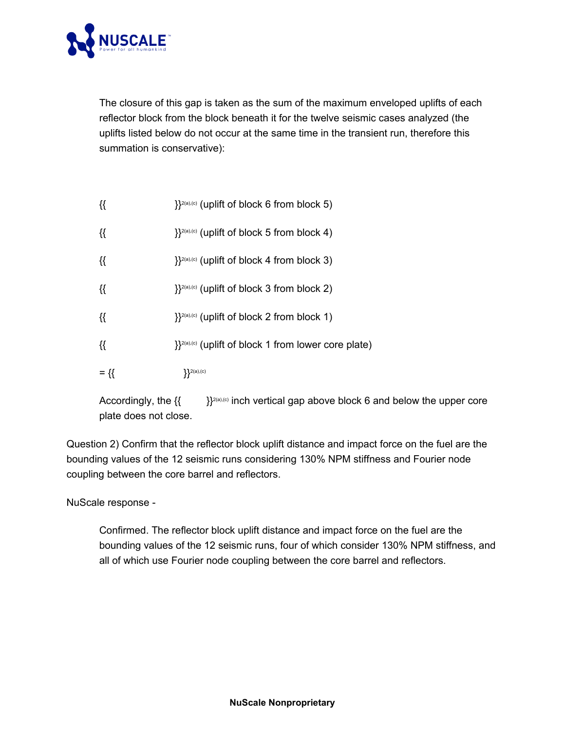The closure of this gap is taken as the sum of the maximum enveloped uplifts of each reflector block from the block beneath it for the twelve seismic cases analyzed (the uplifts listed below do not occur at the same time in the transient run, therefore this summation is conservative):

{{ }}2(a),(c) (uplift of block 6 from block 5)

{{ }}2(a),(c) (uplift of block 5 from block 4)

{{ }}2(a),(c) (uplift of block 4 from block 3)

{{ }}2(a),(c) (uplift of block 3 from block 2)

{{ }}2(a),(c) (uplift of block 2 from block 1)

{{ }}2(a),(c) (uplift of block 1 from lower core plate)

= {{ }}2(a),(c)

Accordingly, the {{ }}2(a),(c) inch vertical gap above block 6 and below the upper core plate does not close.

Question 2) Confirm that the reflector block uplift distance and impact force on the fuel are the bounding values of the 12 seismic runs considering 130% NPM stiffness and Fourier node coupling between the core barrel and reflectors.

NuScale response -

Confirmed. The reflector block uplift distance and impact force on the fuel are the bounding values of the 12 seismic runs, four of which consider 130% NPM stiffness, and all of which use Fourier node coupling between the core barrel and reflectors.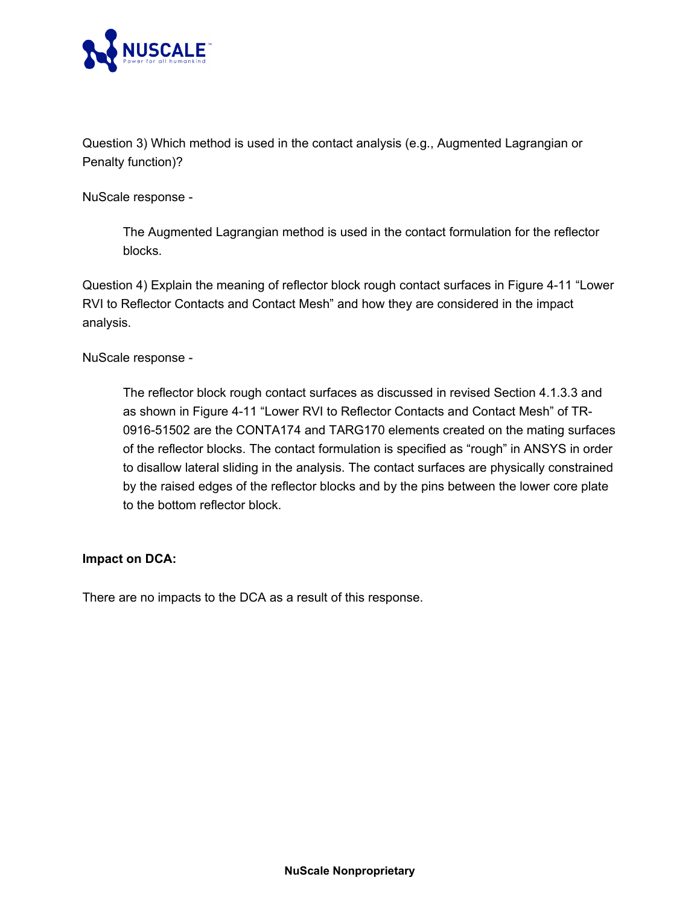Question 3) Which method is used in the contact analysis (e.g., Augmented Lagrangian or Penalty function)?

NuScale response -

> The Augmented Lagrangian method is used in the contact formulation for the reflector blocks.

Question 4) Explain the meaning of reflector block rough contact surfaces in Figure 4-11 “Lower RVI to Reflector Contacts and Contact Mesh” and how they are considered in the impact analysis.

NuScale response -

> The reflector block rough contact surfaces as discussed in revised Section 4.1.3.3 and as shown in Figure 4-11 “Lower RVI to Reflector Contacts and Contact Mesh” of TR-0916-51502 are the CONTA174 and TARG170 elements created on the mating surfaces of the reflector blocks. The contact formulation is specified as “rough” in ANSYS in order to disallow lateral sliding in the analysis. The contact surfaces are physically constrained by the raised edges of the reflector blocks and by the pins between the lower core plate to the bottom reflector block.

**Impact on DCA:**

There are no impacts to the DCA as a result of this response.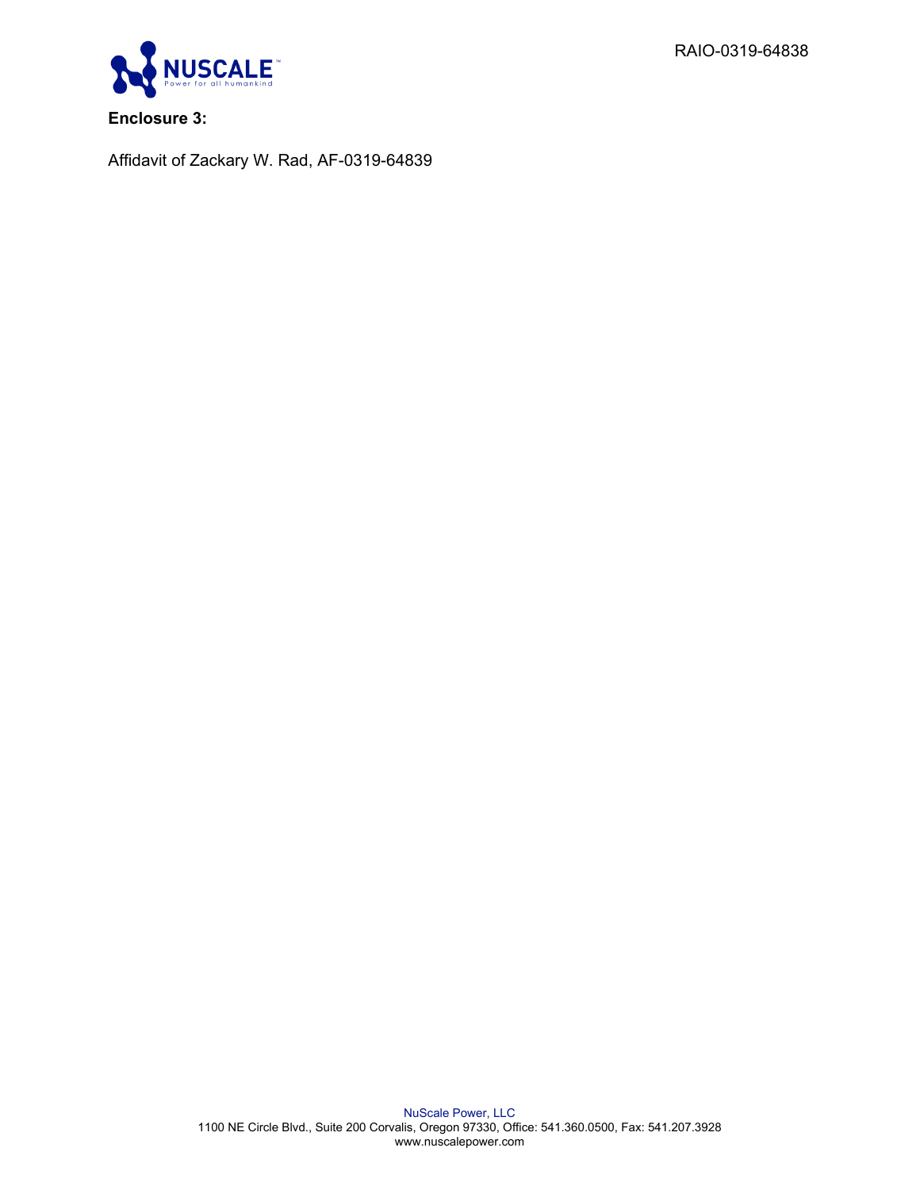RAIO-0319-64838

**Enclosure 3:**

Affidavit of Zackary W. Rad, AF-0319-64839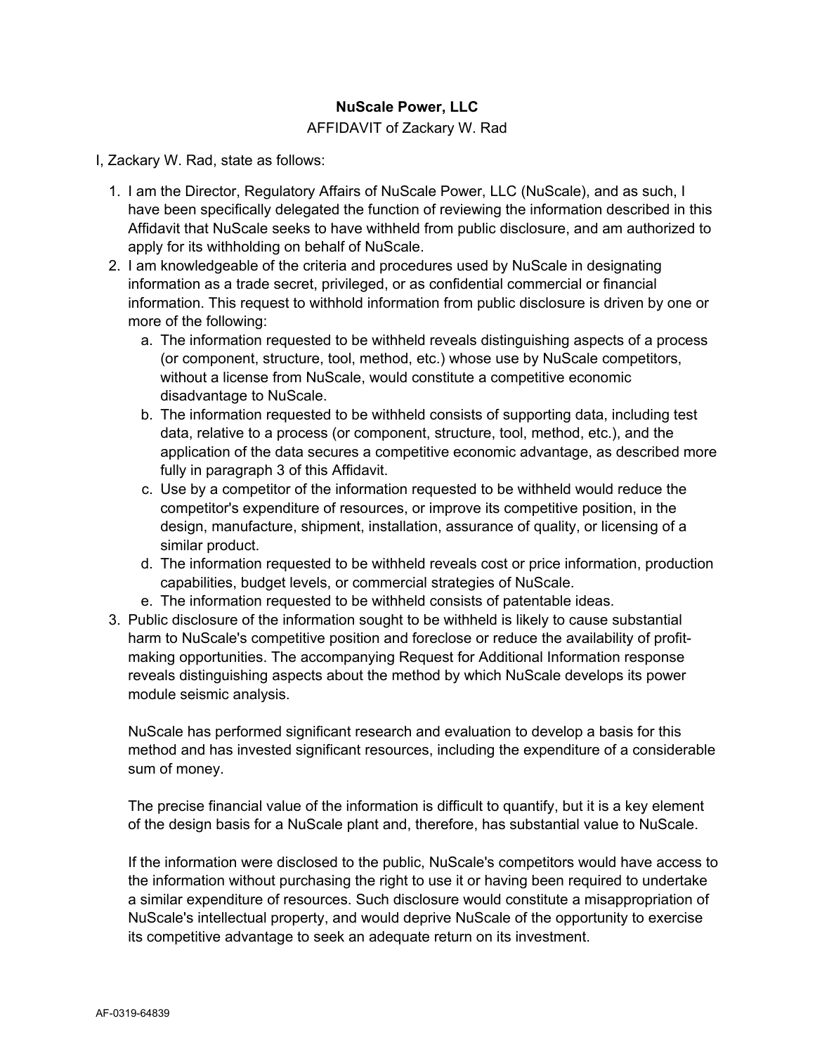**NuScale Power, LLC**

AFFIDAVIT of Zackary W. Rad

I, Zackary W. Rad, state as follows:

1. I am the Director, Regulatory Affairs of NuScale Power, LLC (NuScale), and as such, I have been specifically delegated the function of reviewing the information described in this Affidavit that NuScale seeks to have withheld from public disclosure, and am authorized to apply for its withholding on behalf of NuScale.
2. I am knowledgeable of the criteria and procedures used by NuScale in designating information as a trade secret, privileged, or as confidential commercial or financial information. This request to withhold information from public disclosure is driven by one or more of the following:
   a. The information requested to be withheld reveals distinguishing aspects of a process (or component, structure, tool, method, etc.) whose use by NuScale competitors, without a license from NuScale, would constitute a competitive economic disadvantage to NuScale.
   b. The information requested to be withheld consists of supporting data, including test data, relative to a process (or component, structure, tool, method, etc.), and the application of the data secures a competitive economic advantage, as described more fully in paragraph 3 of this Affidavit.
   c. Use by a competitor of the information requested to be withheld would reduce the competitor's expenditure of resources, or improve its competitive position, in the design, manufacture, shipment, installation, assurance of quality, or licensing of a similar product.
   d. The information requested to be withheld reveals cost or price information, production capabilities, budget levels, or commercial strategies of NuScale.
   e. The information requested to be withheld consists of patentable ideas.
3. Public disclosure of the information sought to be withheld is likely to cause substantial harm to NuScale's competitive position and foreclose or reduce the availability of profit-making opportunities. The accompanying Request for Additional Information response reveals distinguishing aspects about the method by which NuScale develops its power module seismic analysis.

   NuScale has performed significant research and evaluation to develop a basis for this method and has invested significant resources, including the expenditure of a considerable sum of money.

   The precise financial value of the information is difficult to quantify, but it is a key element of the design basis for a NuScale plant and, therefore, has substantial value to NuScale.

   If the information were disclosed to the public, NuScale's competitors would have access to the information without purchasing the right to use it or having been required to undertake a similar expenditure of resources. Such disclosure would constitute a misappropriation of NuScale's intellectual property, and would deprive NuScale of the opportunity to exercise its competitive advantage to seek an adequate return on its investment.

AF-0319-64839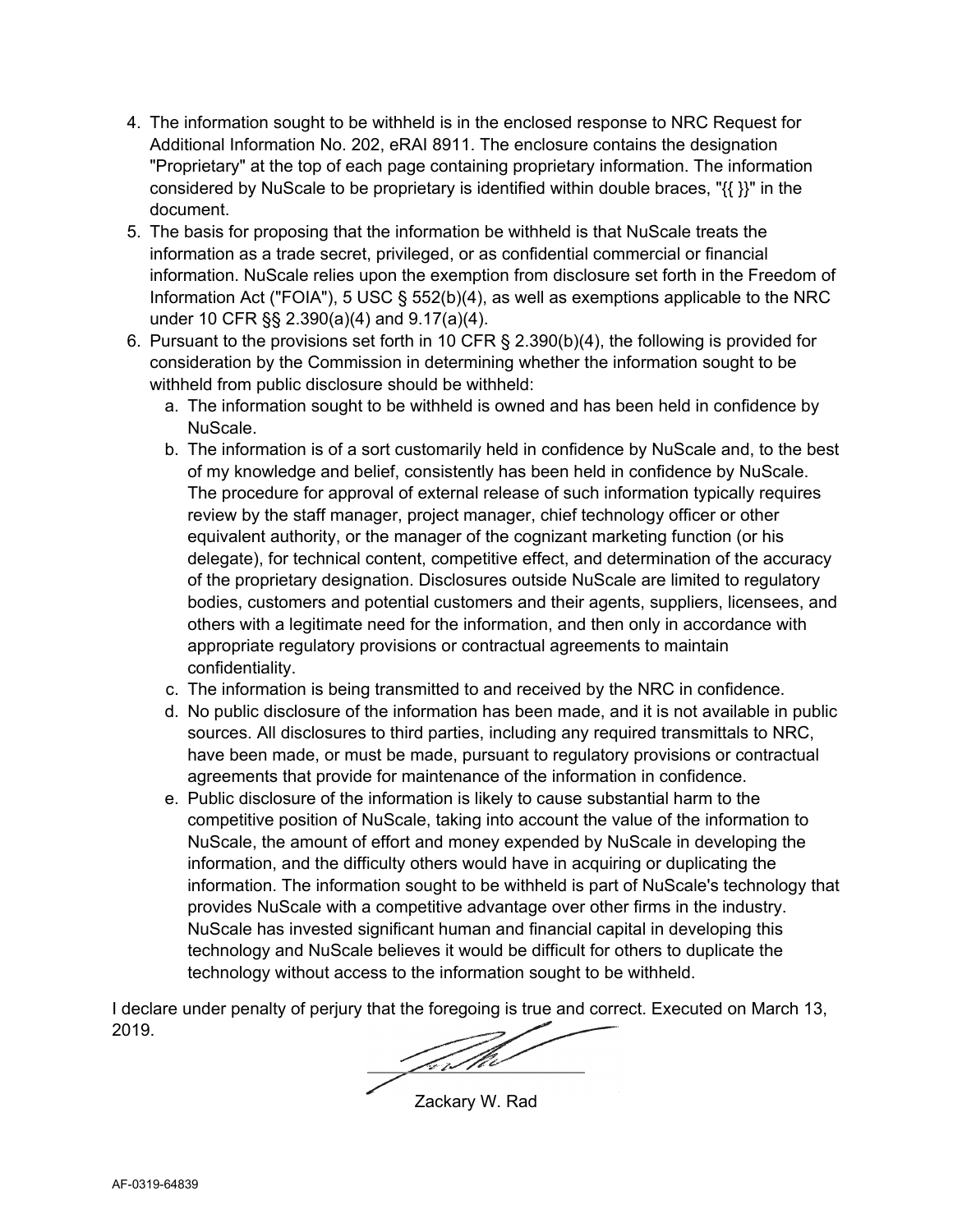4. The information sought to be withheld is in the enclosed response to NRC Request for Additional Information No. 202, eRAI 8911. The enclosure contains the designation "Proprietary" at the top of each page containing proprietary information. The information considered by NuScale to be proprietary is identified within double braces, "{{ }}" in the document.
5. The basis for proposing that the information be withheld is that NuScale treats the information as a trade secret, privileged, or as confidential commercial or financial information. NuScale relies upon the exemption from disclosure set forth in the Freedom of Information Act ("FOIA"), 5 USC § 552(b)(4), as well as exemptions applicable to the NRC under 10 CFR §§ 2.390(a)(4) and 9.17(a)(4).
6. Pursuant to the provisions set forth in 10 CFR § 2.390(b)(4), the following is provided for consideration by the Commission in determining whether the information sought to be withheld from public disclosure should be withheld:
   a. The information sought to be withheld is owned and has been held in confidence by NuScale.
   b. The information is of a sort customarily held in confidence by NuScale and, to the best of my knowledge and belief, consistently has been held in confidence by NuScale. The procedure for approval of external release of such information typically requires review by the staff manager, project manager, chief technology officer or other equivalent authority, or the manager of the cognizant marketing function (or his delegate), for technical content, competitive effect, and determination of the accuracy of the proprietary designation. Disclosures outside NuScale are limited to regulatory bodies, customers and potential customers and their agents, suppliers, licensees, and others with a legitimate need for the information, and then only in accordance with appropriate regulatory provisions or contractual agreements to maintain confidentiality.
   c. The information is being transmitted to and received by the NRC in confidence.
   d. No public disclosure of the information has been made, and it is not available in public sources. All disclosures to third parties, including any required transmittals to NRC, have been made, or must be made, pursuant to regulatory provisions or contractual agreements that provide for maintenance of the information in confidence.
   e. Public disclosure of the information is likely to cause substantial harm to the competitive position of NuScale, taking into account the value of the information to NuScale, the amount of effort and money expended by NuScale in developing the information, and the difficulty others would have in acquiring or duplicating the information. The information sought to be withheld is part of NuScale's technology that provides NuScale with a competitive advantage over other firms in the industry. NuScale has invested significant human and financial capital in developing this technology and NuScale believes it would be difficult for others to duplicate the technology without access to the information sought to be withheld.

I declare under penalty of perjury that the foregoing is true and correct. Executed on March 13, 2019.

Zackary W. Rad

AF-0319-64839